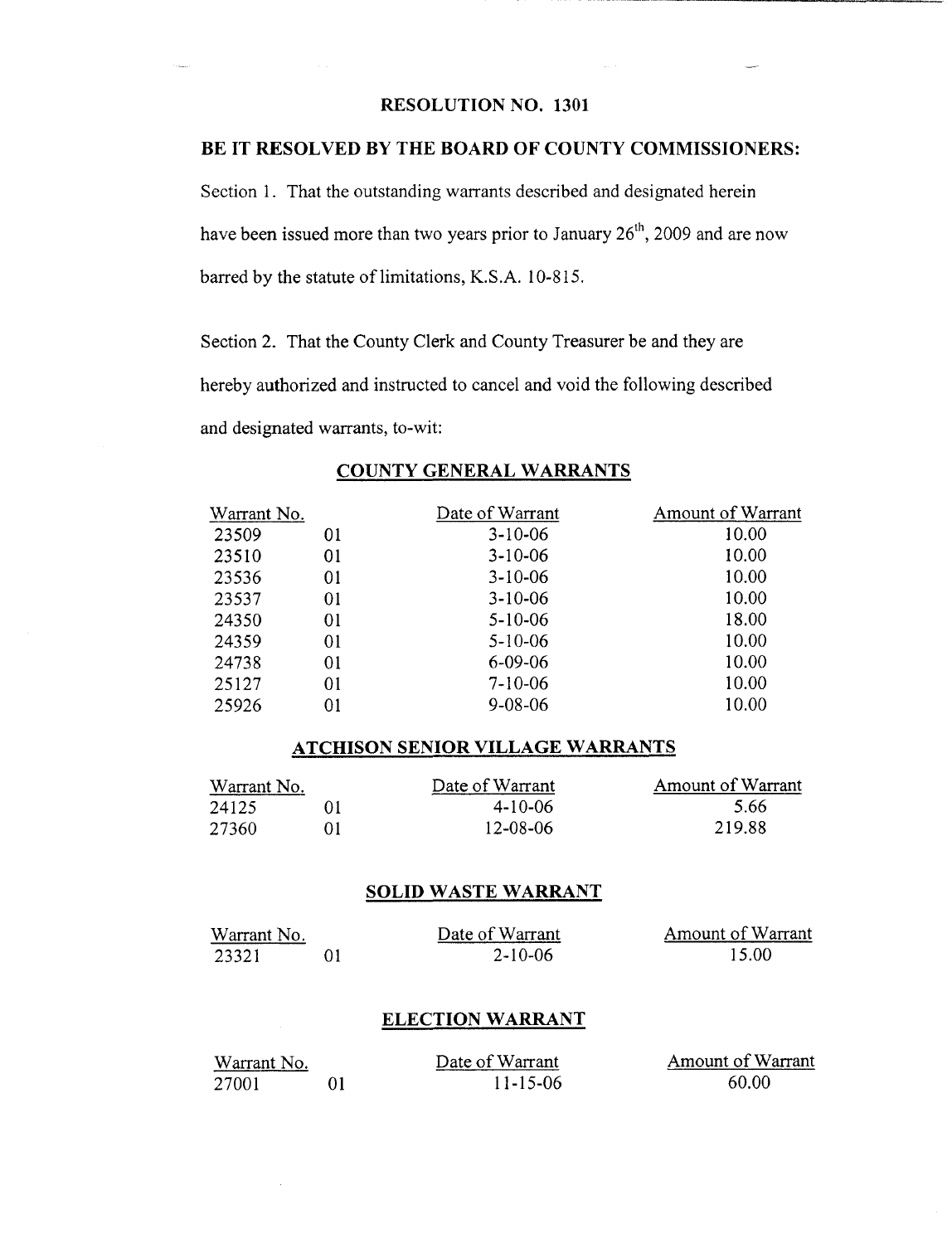# RESOLUTION NO. 1301

## BE IT RESOLVED BY THE BOARD OF COUNTY COMMISSIONERS:

Section 1. That the outstanding warrants described and designated herein have been issued more than two years prior to January 26th, 2009 and are now barred by the statute of limitations, K.S.A. 10-815.

Section 2. That the County Clerk and County Treasurer be and they are hereby authorized and instructed to cancel and void the following described and designated warrants, to-wit:

### COUNTY GENERAL WARRANTS

| Warrant No. | | Date of Warrant | Amount of Warrant |
|---|---|---|---|
| 23509 | 01 | 3-10-06 | 10.00 |
| 23510 | 01 | 3-10-06 | 10.00 |
| 23536 | 01 | 3-10-06 | 10.00 |
| 23537 | 01 | 3-10-06 | 10.00 |
| 24350 | 01 | 5-10-06 | 18.00 |
| 24359 | 01 | 5-10-06 | 10.00 |
| 24738 | 01 | 6-09-06 | 10.00 |
| 25127 | 01 | 7-10-06 | 10.00 |
| 25926 | 01 | 9-08-06 | 10.00 |

### ATCHISON SENIOR VILLAGE WARRANTS

| Warrant No. | | Date of Warrant | Amount of Warrant |
|---|---|---|---|
| 24125 | 01 | 4-10-06 | 5.66 |
| 27360 | 01 | 12-08-06 | 219.88 |

### SOLID WASTE WARRANT

| Warrant No. | | Date of Warrant | Amount of Warrant |
|---|---|---|---|
| 23321 | 01 | 2-10-06 | 15.00 |

### ELECTION WARRANT

| Warrant No. | | Date of Warrant | Amount of Warrant |
|---|---|---|---|
| 27001 | 01 | 11-15-06 | 60.00 |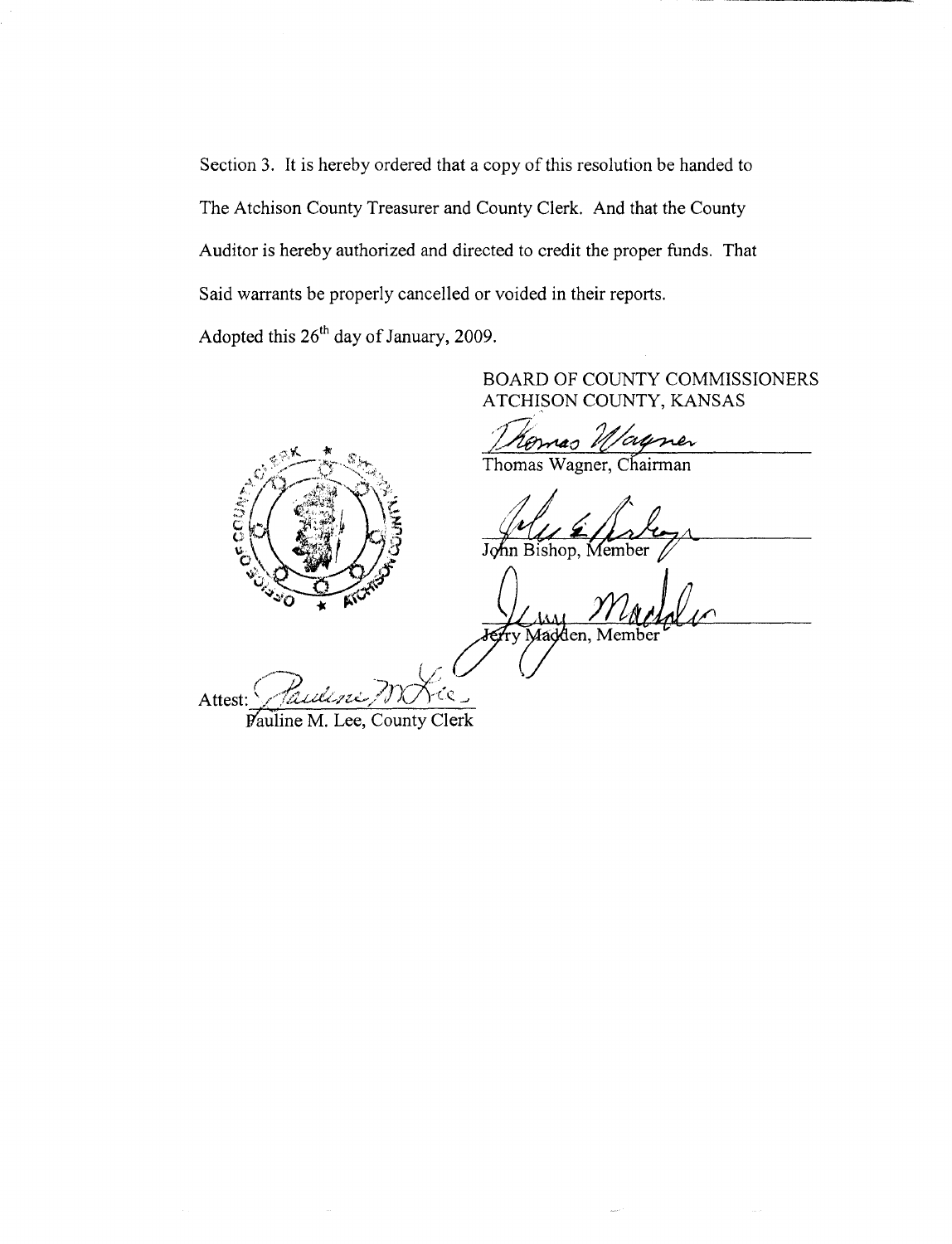Section 3. It is hereby ordered that a copy of this resolution be handed to The Atchison County Treasurer and County Clerk. And that the County Auditor is hereby authorized and directed to credit the proper funds. That Said warrants be properly cancelled or voided in their reports.

Adopted this 26th day of January, 2009.

BOARD OF COUNTY COMMISSIONERS
ATCHISON COUNTY, KANSAS

Thomas Wagner, Chairman

John Bishop, Member

Jerry Madden, Member

Attest:

Pauline M. Lee, County Clerk